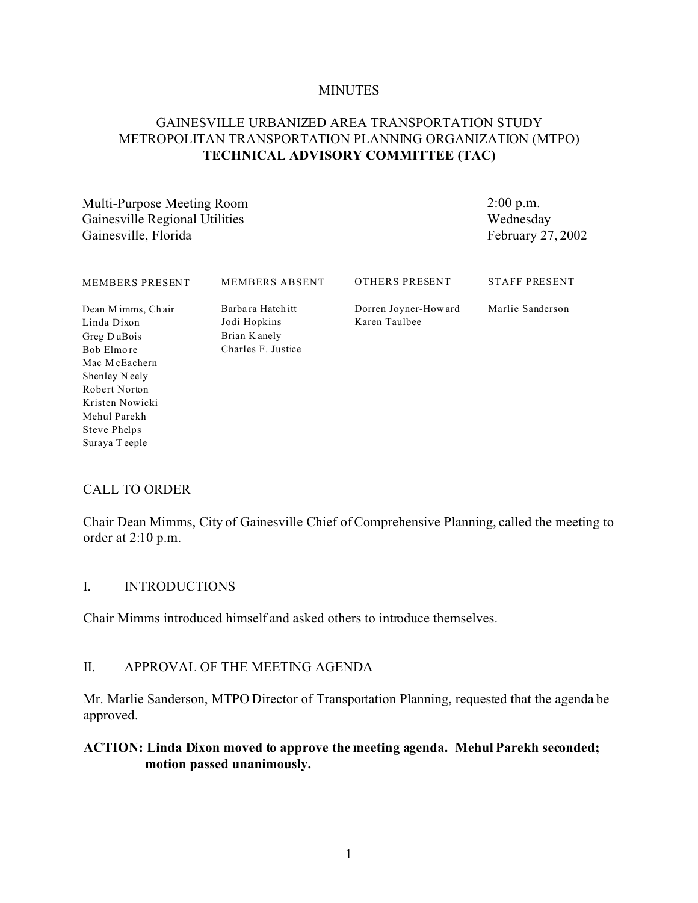MINUTES

# GAINESVILLE URBANIZED AREA TRANSPORTATION STUDY METROPOLITAN TRANSPORTATION PLANNING ORGANIZATION (MTPO) **TECHNICAL ADVISORY COMMITTEE (TAC)**

| | |
|---|---|
| Multi-Purpose Meeting Room | 2:00 p.m. |
| Gainesville Regional Utilities | Wednesday |
| Gainesville, Florida | February 27, 2002 |

| MEMBERS PRESENT | MEMBERS ABSENT | OTHERS PRESENT | STAFF PRESENT |
|---|---|---|---|
| Dean Mimms, Chair | Barbara Hatchitt | Dorren Joyner-Howard | Marlie Sanderson |
| Linda Dixon | Jodi Hopkins | Karen Taulbee | |
| Greg DuBois | Brian Kanely | | |
| Bob Elmore | Charles F. Justice | | |
| Mac McEachern | | | |
| Shenley Neely | | | |
| Robert Norton | | | |
| Kristen Nowicki | | | |
| Mehul Parekh | | | |
| Steve Phelps | | | |
| Suraya Teeple | | | |

## CALL TO ORDER

Chair Dean Mimms, City of Gainesville Chief of Comprehensive Planning, called the meeting to order at 2:10 p.m.

## I. INTRODUCTIONS

Chair Mimms introduced himself and asked others to introduce themselves.

## II. APPROVAL OF THE MEETING AGENDA

Mr. Marlie Sanderson, MTPO Director of Transportation Planning, requested that the agenda be approved.

**ACTION: Linda Dixon moved to approve the meeting agenda. Mehul Parekh seconded; motion passed unanimously.**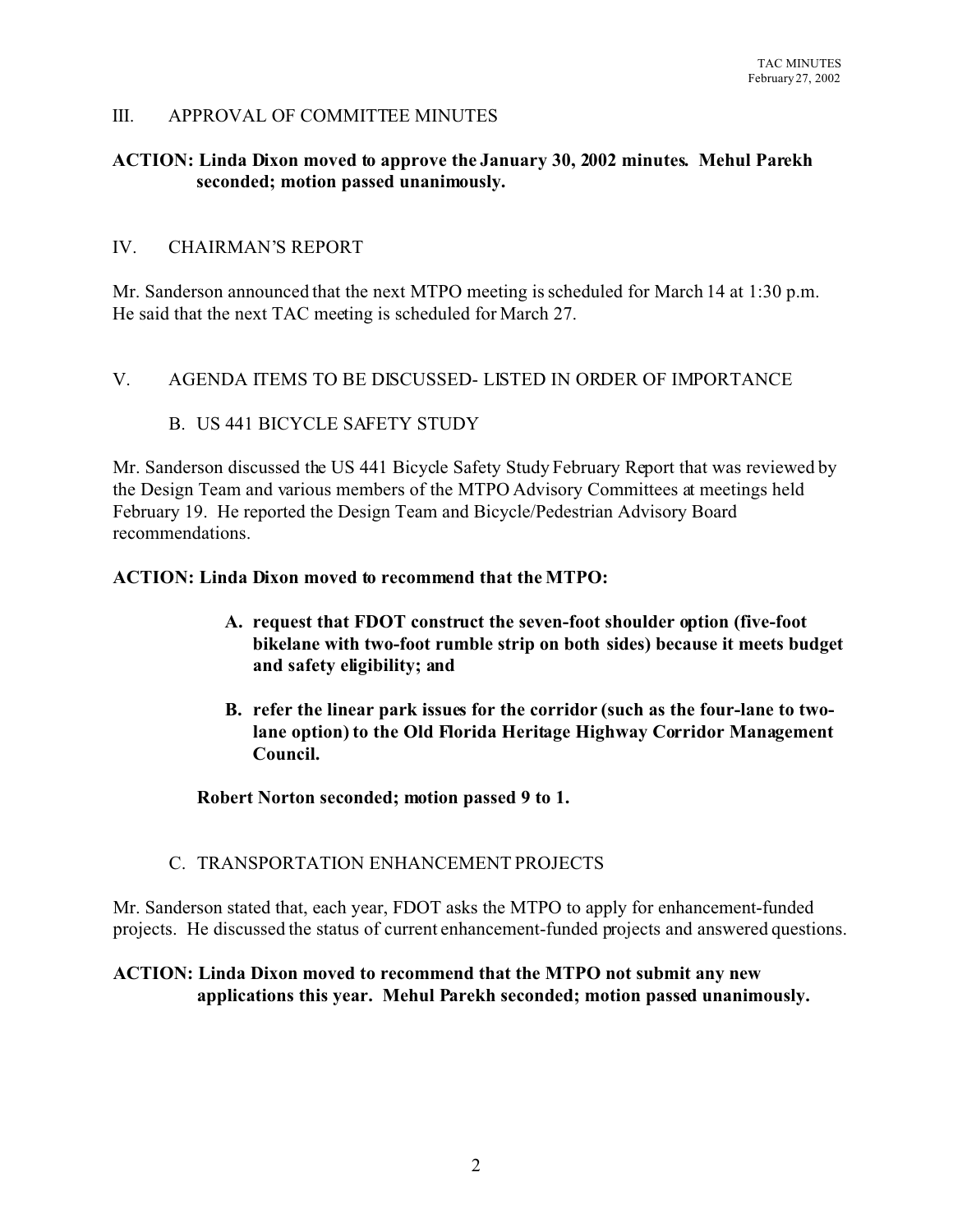## III. APPROVAL OF COMMITTEE MINUTES

**ACTION: Linda Dixon moved to approve the January 30, 2002 minutes. Mehul Parekh seconded; motion passed unanimously.**

## IV. CHAIRMAN'S REPORT

Mr. Sanderson announced that the next MTPO meeting is scheduled for March 14 at 1:30 p.m. He said that the next TAC meeting is scheduled for March 27.

## V. AGENDA ITEMS TO BE DISCUSSED- LISTED IN ORDER OF IMPORTANCE

### B. US 441 BICYCLE SAFETY STUDY

Mr. Sanderson discussed the US 441 Bicycle Safety Study February Report that was reviewed by the Design Team and various members of the MTPO Advisory Committees at meetings held February 19. He reported the Design Team and Bicycle/Pedestrian Advisory Board recommendations.

**ACTION: Linda Dixon moved to recommend that the MTPO:**

> **A. request that FDOT construct the seven-foot shoulder option (five-foot bikelane with two-foot rumble strip on both sides) because it meets budget and safety eligibility; and**
>
> **B. refer the linear park issues for the corridor (such as the four-lane to two-lane option) to the Old Florida Heritage Highway Corridor Management Council.**

**Robert Norton seconded; motion passed 9 to 1.**

### C. TRANSPORTATION ENHANCEMENT PROJECTS

Mr. Sanderson stated that, each year, FDOT asks the MTPO to apply for enhancement-funded projects. He discussed the status of current enhancement-funded projects and answered questions.

**ACTION: Linda Dixon moved to recommend that the MTPO not submit any new applications this year. Mehul Parekh seconded; motion passed unanimously.**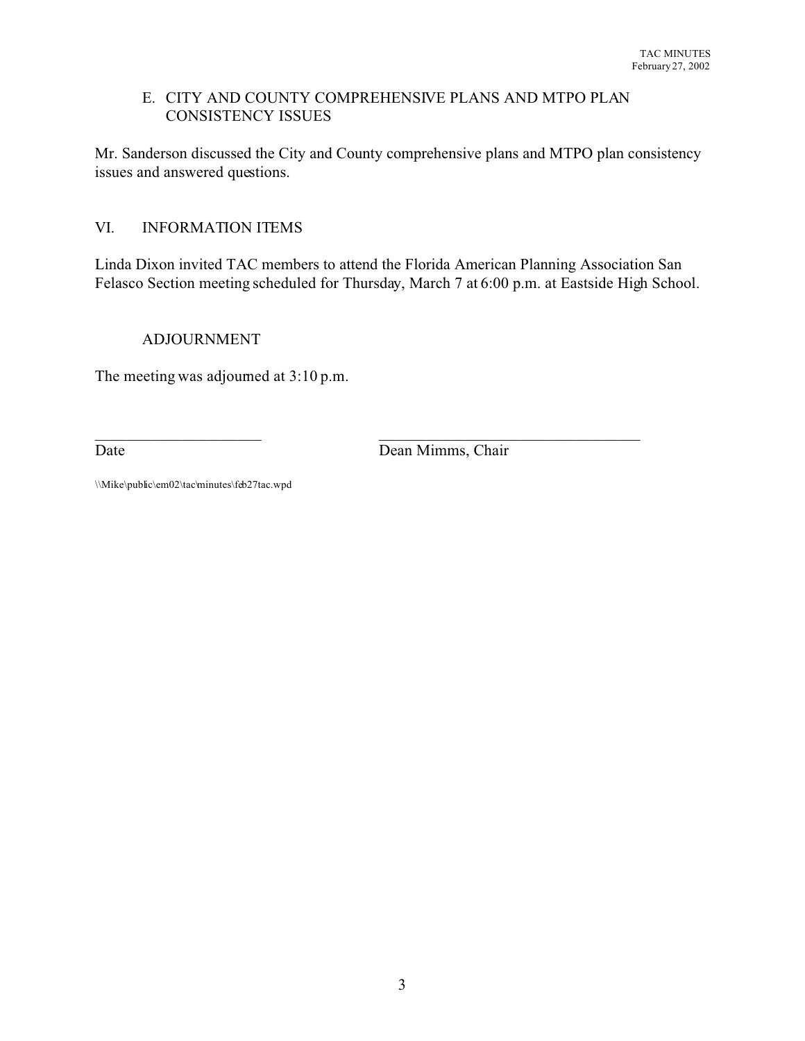## E. CITY AND COUNTY COMPREHENSIVE PLANS AND MTPO PLAN CONSISTENCY ISSUES

Mr. Sanderson discussed the City and County comprehensive plans and MTPO plan consistency issues and answered questions.

## VI. INFORMATION ITEMS

Linda Dixon invited TAC members to attend the Florida American Planning Association San Felasco Section meeting scheduled for Thursday, March 7 at 6:00 p.m. at Eastside High School.

## ADJOURNMENT

The meeting was adjourned at 3:10 p.m.

\_\_\_\_\_\_\_\_\_\_\_\_\_\_\_\_\_\_\_\_\_\_ \_\_\_\_\_\_\_\_\_\_\_\_\_\_\_\_\_\_\_\_\_\_\_\_\_\_\_\_\_\_\_\_\_\_\_

Date Dean Mimms, Chair

\\Mike\public\em02\tac\minutes\feb27tac.wpd